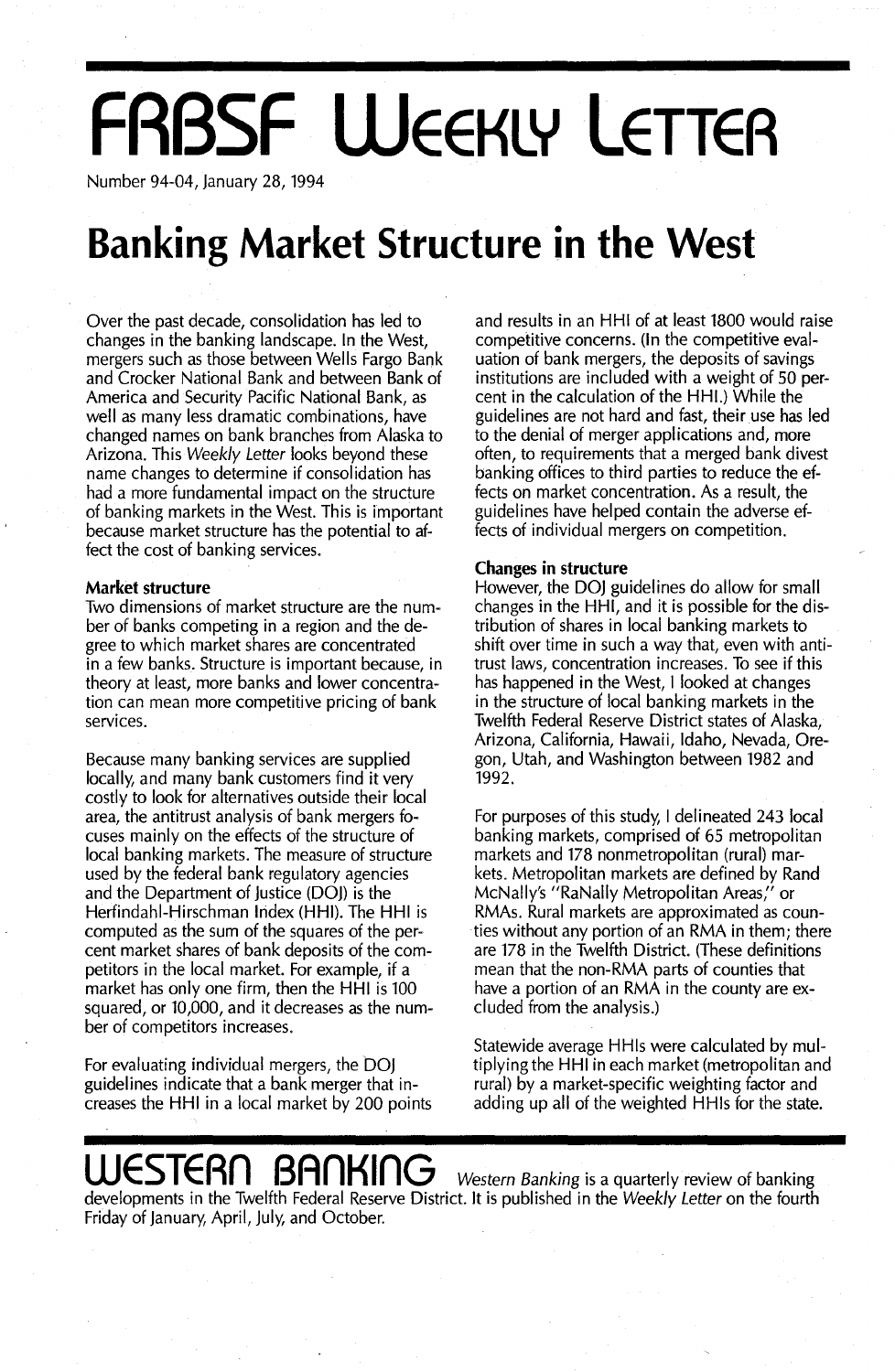# FRBSF Weekly Letter

Number 94-04, January 28, 1994

# Banking Market Structure in the West

Over the past decade, consolidation has led to changes in the banking landscape. In the West, mergers such as those between Wells Fargo Bank and Crocker National Bank and between Bank of America and Security Pacific National Bank, as well as many less dramatic combinations, have changed names on bank branches from Alaska to Arizona. This *Weekly Letter* looks beyond these name changes to determine if consolidation has had a more fundamental impact on the structure of banking markets in the West. This is important because market structure has the potential to affect the cost of banking services.

**Market structure**

Two dimensions of market structure are the number of banks competing in a region and the degree to which market shares are concentrated in a few banks. Structure is important because, in theory at least, more banks and lower concentration can mean more competitive pricing of bank services.

Because many banking services are supplied locally, and many bank customers find it very costly to look for alternatives outside their local area, the antitrust analysis of bank mergers focuses mainly on the effects of the structure of local banking markets. The measure of structure used by the federal bank regulatory agencies and the Department of Justice (DOJ) is the Herfindahl-Hirschman Index (HHI). The HHI is computed as the sum of the squares of the percent market shares of bank deposits of the competitors in the local market. For example, if a market has only one firm, then the HHI is 100 squared, or 10,000, and it decreases as the number of competitors increases.

For evaluating individual mergers, the DOJ guidelines indicate that a bank merger that increases the HHI in a local market by 200 points and results in an HHI of at least 1800 would raise competitive concerns. (In the competitive evaluation of bank mergers, the deposits of savings institutions are included with a weight of 50 percent in the calculation of the HHI.) While the guidelines are not hard and fast, their use has led to the denial of merger applications and, more often, to requirements that a merged bank divest banking offices to third parties to reduce the effects on market concentration. As a result, the guidelines have helped contain the adverse effects of individual mergers on competition.

**Changes in structure**

However, the DOJ guidelines do allow for small changes in the HHI, and it is possible for the distribution of shares in local banking markets to shift over time in such a way that, even with antitrust laws, concentration increases. To see if this has happened in the West, I looked at changes in the structure of local banking markets in the Twelfth Federal Reserve District states of Alaska, Arizona, California, Hawaii, Idaho, Nevada, Oregon, Utah, and Washington between 1982 and 1992.

For purposes of this study, I delineated 243 local banking markets, comprised of 65 metropolitan markets and 178 nonmetropolitan (rural) markets. Metropolitan markets are defined by Rand McNally's "RaNally Metropolitan Areas," or RMAs. Rural markets are approximated as counties without any portion of an RMA in them; there are 178 in the Twelfth District. (These definitions mean that the non-RMA parts of counties that have a portion of an RMA in the county are excluded from the analysis.)

Statewide average HHIs were calculated by multiplying the HHI in each market (metropolitan and rural) by a market-specific weighting factor and adding up all of the weighted HHIs for the state.

## WESTERN BANKING

*Western Banking* is a quarterly review of banking developments in the Twelfth Federal Reserve District. It is published in the *Weekly Letter* on the fourth Friday of January, April, July, and October.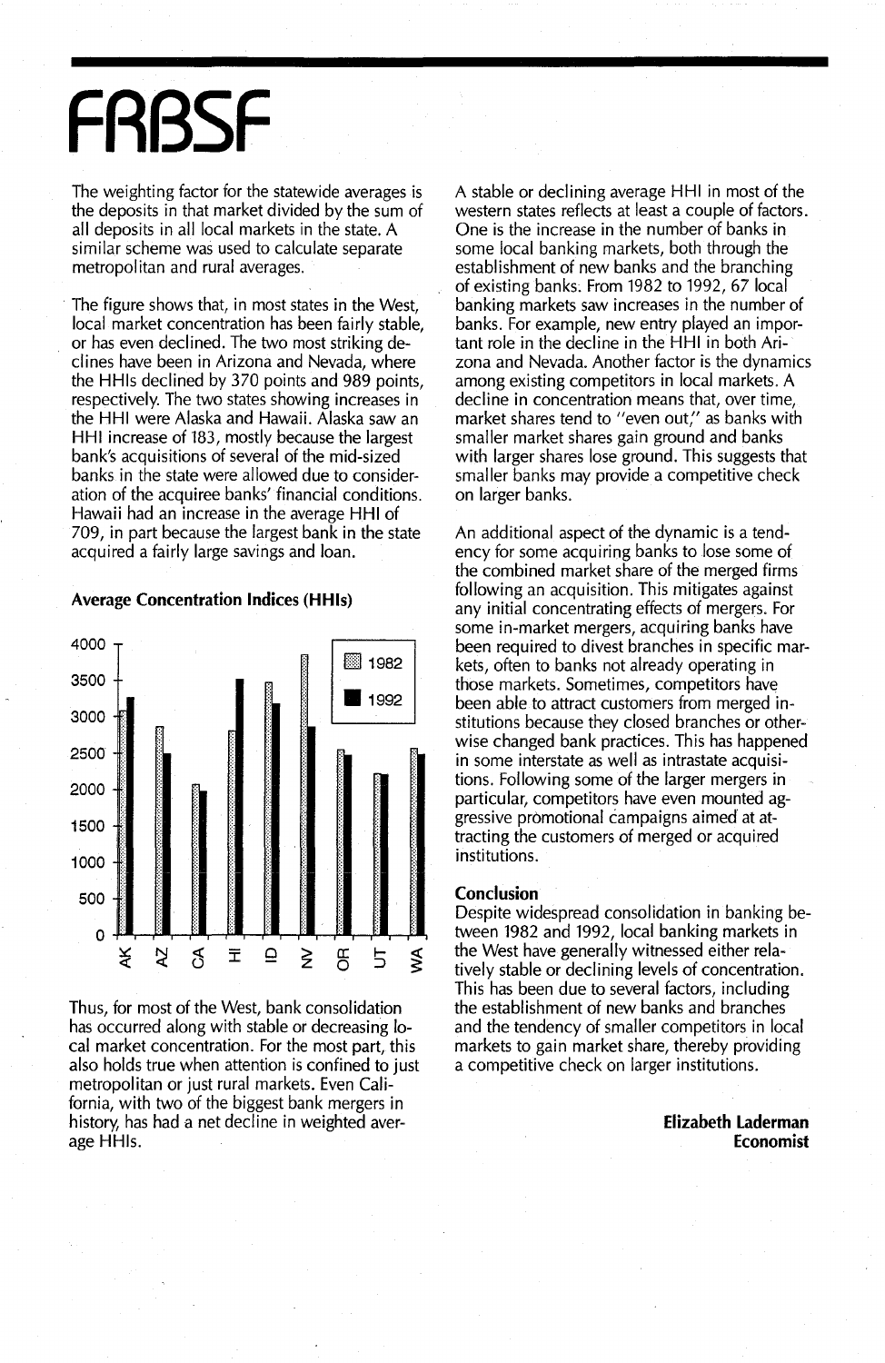The weighting factor for the statewide averages is the deposits in that market divided by the sum of all deposits in all local markets in the state. A similar scheme was used to calculate separate metropolitan and rural averages.

The figure shows that, in most states in the West, local market concentration has been fairly stable, or has even declined. The two most striking declines have been in Arizona and Nevada, where the HHIs declined by 370 points and 989 points, respectively. The two states showing increases in the HHI were Alaska and Hawaii. Alaska saw an HHI increase of 183, mostly because the largest bank's acquisitions of several of the mid-sized banks in the state were allowed due to consideration of the acquiree banks' financial conditions. Hawaii had an increase in the average HHI of 709, in part because the largest bank in the state acquired a fairly large savings and loan.

**Average Concentration Indices (HHIs)**

Thus, for most of the West, bank consolidation has occurred along with stable or decreasing local market concentration. For the most part, this also holds true when attention is confined to just metropolitan or just rural markets. Even California, with two of the biggest bank mergers in history, has had a net decline in weighted average HHIs.

A stable or declining average HHI in most of the western states reflects at least a couple of factors. One is the increase in the number of banks in some local banking markets, both through the establishment of new banks and the branching of existing banks. From 1982 to 1992, 67 local banking markets saw increases in the number of banks. For example, new entry played an important role in the decline in the HHI in both Arizona and Nevada. Another factor is the dynamics among existing competitors in local markets. A decline in concentration means that, over time, market shares tend to "even out," as banks with smaller market shares gain ground and banks with larger shares lose ground. This suggests that smaller banks may provide a competitive check on larger banks.

An additional aspect of the dynamic is a tendency for some acquiring banks to lose some of the combined market share of the merged firms following an acquisition. This mitigates against any initial concentrating effects of mergers. For some in-market mergers, acquiring banks have been required to divest branches in specific markets, often to banks not already operating in those markets. Sometimes, competitors have been able to attract customers from merged institutions because they closed branches or otherwise changed bank practices. This has happened in some interstate as well as intrastate acquisitions. Following some of the larger mergers in particular, competitors have even mounted aggressive promotional campaigns aimed at attracting the customers of merged or acquired institutions.

**Conclusion**

Despite widespread consolidation in banking between 1982 and 1992, local banking markets in the West have generally witnessed either relatively stable or declining levels of concentration. This has been due to several factors, including the establishment of new banks and branches and the tendency of smaller competitors in local markets to gain market share, thereby providing a competitive check on larger institutions.

**Elizabeth Laderman**
**Economist**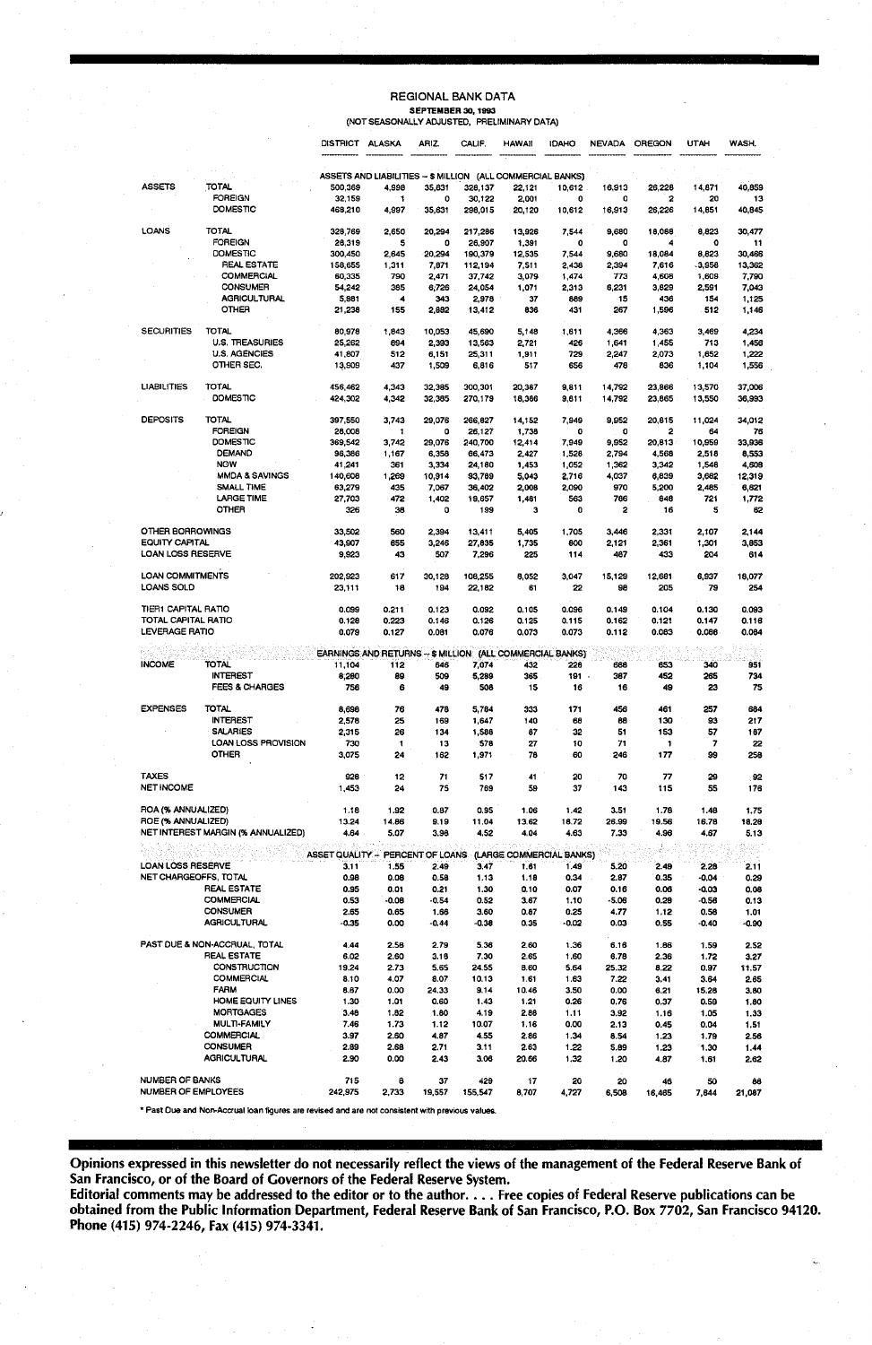# REGIONAL BANK DATA

**SEPTEMBER 30, 1993**

(NOT SEASONALLY ADJUSTED, PRELIMINARY DATA)

| | | DISTRICT | ALASKA | ARIZ. | CALIF. | HAWAII | IDAHO | NEVADA | OREGON | UTAH | WASH. |
|---|---|---|---|---|---|---|---|---|---|---|---|
| | | ASSETS AND LIABILITIES -- $ MILLION (ALL COMMERCIAL BANKS) | | | | | | | | | |
| ASSETS | TOTAL | 500,369 | 4,998 | 35,631 | 328,137 | 22,121 | 10,612 | 16,913 | 26,228 | 14,671 | 40,859 |
| | FOREIGN | 32,159 | 1 | 0 | 30,122 | 2,001 | 0 | 0 | 2 | 20 | 13 |
| | DOMESTIC | 468,210 | 4,997 | 35,631 | 298,015 | 20,120 | 10,612 | 16,913 | 26,226 | 14,651 | 40,845 |
| LOANS | TOTAL | 329,769 | 2,650 | 20,294 | 217,286 | 13,926 | 7,544 | 9,680 | 18,088 | 8,823 | 30,477 |
| | FOREIGN | 28,319 | 5 | 0 | 26,907 | 1,391 | 0 | 0 | 4 | 0 | 11 |
| | DOMESTIC | 300,450 | 2,645 | 20,294 | 190,379 | 12,535 | 7,544 | 9,680 | 18,084 | 8,823 | 30,466 |
| | REAL ESTATE | 158,655 | 1,311 | 7,871 | 112,194 | 7,511 | 2,436 | 2,394 | 7,616 | 3,956 | 13,362 |
| | COMMERCIAL | 60,335 | 790 | 2,471 | 37,742 | 3,079 | 1,474 | 773 | 4,606 | 1,609 | 7,790 |
| | CONSUMER | 54,242 | 385 | 6,726 | 24,054 | 1,071 | 2,313 | 6,231 | 3,829 | 2,591 | 7,043 |
| | AGRICULTURAL | 5,981 | 4 | 343 | 2,978 | 37 | 889 | 15 | 436 | 154 | 1,125 |
| | OTHER | 21,238 | 155 | 2,882 | 13,412 | 836 | 431 | 267 | 1,596 | 512 | 1,146 |
| SECURITIES | TOTAL | 80,978 | 1,643 | 10,053 | 45,690 | 5,148 | 1,811 | 4,366 | 4,363 | 3,469 | 4,234 |
| | U.S. TREASURIES | 25,262 | 694 | 2,393 | 13,563 | 2,721 | 426 | 1,641 | 1,455 | 713 | 1,456 |
| | U.S. AGENCIES | 41,807 | 512 | 6,151 | 25,311 | 1,911 | 729 | 2,247 | 2,073 | 1,652 | 1,222 |
| | OTHER SEC. | 13,909 | 437 | 1,509 | 6,816 | 517 | 656 | 478 | 836 | 1,104 | 1,556 |
| LIABILITIES | TOTAL | 456,462 | 4,343 | 32,385 | 300,301 | 20,387 | 9,811 | 14,792 | 23,866 | 13,570 | 37,006 |
| | DOMESTIC | 424,302 | 4,342 | 32,385 | 270,179 | 18,386 | 9,811 | 14,792 | 23,865 | 13,550 | 36,993 |
| DEPOSITS | TOTAL | 397,550 | 3,743 | 29,076 | 266,827 | 14,152 | 7,949 | 9,952 | 20,815 | 11,024 | 34,012 |
| | FOREIGN | 28,008 | 1 | 0 | 26,127 | 1,738 | 0 | 0 | 2 | 64 | 76 |
| | DOMESTIC | 369,542 | 3,742 | 29,076 | 240,700 | 12,414 | 7,949 | 9,952 | 20,813 | 10,959 | 33,936 |
| | DEMAND | 96,386 | 1,167 | 6,358 | 66,473 | 2,427 | 1,526 | 2,794 | 4,568 | 2,518 | 8,553 |
| | NOW | 41,241 | 361 | 3,334 | 24,180 | 1,453 | 1,052 | 1,362 | 3,342 | 1,548 | 4,608 |
| | MMDA & SAVINGS | 140,606 | 1,269 | 10,914 | 93,789 | 5,043 | 2,716 | 4,037 | 6,839 | 3,682 | 12,319 |
| | SMALL TIME | 63,279 | 435 | 7,067 | 36,402 | 2,008 | 2,090 | 970 | 5,200 | 2,485 | 6,621 |
| | LARGE TIME | 27,703 | 472 | 1,402 | 19,657 | 1,481 | 563 | 786 | 848 | 721 | 1,772 |
| | OTHER | 326 | 38 | 0 | 199 | 3 | 0 | 2 | 16 | 5 | 62 |
| OTHER BORROWINGS | | 33,502 | 560 | 2,394 | 13,411 | 5,405 | 1,705 | 3,446 | 2,331 | 2,107 | 2,144 |
| EQUITY CAPITAL | | 43,907 | 655 | 3,246 | 27,835 | 1,735 | 800 | 2,121 | 2,361 | 1,301 | 3,853 |
| LOAN LOSS RESERVE | | 9,923 | 43 | 507 | 7,296 | 225 | 114 | 487 | 433 | 204 | 614 |
| LOAN COMMITMENTS | | 202,923 | 617 | 30,128 | 108,255 | 8,052 | 3,047 | 15,129 | 12,681 | 6,937 | 18,077 |
| LOANS SOLD | | 23,111 | 18 | 194 | 22,182 | 61 | 22 | 98 | 205 | 79 | 254 |
| TIER1 CAPITAL RATIO | | 0.099 | 0.211 | 0.123 | 0.092 | 0.105 | 0.096 | 0.149 | 0.104 | 0.130 | 0.093 |
| TOTAL CAPITAL RATIO | | 0.128 | 0.223 | 0.146 | 0.126 | 0.125 | 0.115 | 0.162 | 0.121 | 0.147 | 0.118 |
| LEVERAGE RATIO | | 0.079 | 0.127 | 0.081 | 0.076 | 0.073 | 0.073 | 0.112 | 0.083 | 0.086 | 0.084 |
| | | EARNINGS AND RETURNS -- $ MILLION (ALL COMMERCIAL BANKS) | | | | | | | | | |
| INCOME | TOTAL | 11,104 | 112 | 646 | 7,074 | 432 | 228 | 666 | 653 | 340 | 951 |
| | INTEREST | 8,280 | 89 | 509 | 5,289 | 365 | 191 | 387 | 452 | 265 | 734 |
| | FEES & CHARGES | 756 | 6 | 49 | 508 | 15 | 16 | 16 | 49 | 23 | 75 |
| EXPENSES | TOTAL | 8,698 | 76 | 478 | 5,784 | 333 | 171 | 456 | 461 | 257 | 684 |
| | INTEREST | 2,578 | 25 | 169 | 1,647 | 140 | 68 | 88 | 130 | 93 | 217 |
| | SALARIES | 2,315 | 26 | 134 | 1,588 | 87 | 32 | 51 | 153 | 57 | 187 |
| | LOAN LOSS PROVISION | 730 | 1 | 13 | 578 | 27 | 10 | 71 | 1 | 7 | 22 |
| | OTHER | 3,075 | 24 | 162 | 1,971 | 78 | 60 | 246 | 177 | 99 | 258 |
| TAXES | | 928 | 12 | 71 | 517 | 41 | 20 | 70 | 77 | 29 | 92 |
| NET INCOME | | 1,453 | 24 | 75 | 769 | 59 | 37 | 143 | 115 | 55 | 176 |
| ROA (% ANNUALIZED) | | 1.18 | 1.92 | 0.87 | 0.95 | 1.06 | 1.42 | 3.51 | 1.76 | 1.48 | 1.75 |
| ROE (% ANNUALIZED) | | 13.24 | 14.86 | 9.19 | 11.04 | 13.62 | 18.72 | 26.99 | 19.56 | 16.78 | 18.28 |
| NET INTEREST MARGIN (% ANNUALIZED) | | 4.64 | 5.07 | 3.98 | 4.52 | 4.04 | 4.63 | 7.33 | 4.98 | 4.67 | 5.13 |
| | | ASSET QUALITY -- PERCENT OF LOANS (LARGE COMMERCIAL BANKS) | | | | | | | | | |
| LOAN LOSS RESERVE | | 3.11 | 1.55 | 2.49 | 3.47 | 1.61 | 1.49 | 5.20 | 2.49 | 2.28 | 2.11 |
| NET CHARGEOFFS, TOTAL | | 0.98 | 0.08 | 0.58 | 1.13 | 1.18 | 0.34 | 2.87 | 0.35 | -0.04 | 0.29 |
| | REAL ESTATE | 0.95 | 0.01 | 0.21 | 1.30 | 0.10 | 0.07 | 0.16 | 0.06 | -0.03 | 0.06 |
| | COMMERCIAL | 0.53 | -0.08 | -0.54 | 0.52 | 3.67 | 1.10 | -5.06 | 0.29 | -0.56 | 0.13 |
| | CONSUMER | 2.65 | 0.65 | 1.66 | 3.60 | 0.67 | 0.25 | 4.77 | 1.12 | 0.56 | 1.01 |
| | AGRICULTURAL | -0.35 | 0.00 | -0.44 | -0.38 | 0.35 | -0.02 | 0.03 | 0.55 | -0.40 | -0.90 |
| PAST DUE & NON-ACCRUAL, TOTAL | | 4.44 | 2.58 | 2.79 | 5.36 | 2.60 | 1.36 | 6.16 | 1.86 | 1.59 | 2.52 |
| | REAL ESTATE | 6.02 | 2.60 | 3.18 | 7.30 | 2.65 | 1.60 | 6.78 | 2.36 | 1.72 | 3.27 |
| | CONSTRUCTION | 19.24 | 2.73 | 5.65 | 24.55 | 8.60 | 5.64 | 25.32 | 8.22 | 0.97 | 11.57 |
| | COMMERCIAL | 8.10 | 4.07 | 8.07 | 10.13 | 1.61 | 1.63 | 7.22 | 3.41 | 3.64 | 2.65 |
| | FARM | 8.67 | 0.00 | 24.33 | 9.14 | 10.46 | 3.50 | 0.00 | 6.21 | 15.28 | 3.80 |
| | HOME EQUITY LINES | 1.30 | 1.01 | 0.60 | 1.43 | 1.21 | 0.26 | 0.76 | 0.37 | 0.59 | 1.80 |
| | MORTGAGES | 3.46 | 1.82 | 1.80 | 4.19 | 2.88 | 1.11 | 3.92 | 1.16 | 1.05 | 1.33 |
| | MULTI-FAMILY | 7.46 | 1.73 | 1.12 | 10.07 | 1.16 | 0.00 | 2.13 | 0.45 | 0.04 | 1.51 |
| | COMMERCIAL | 3.97 | 2.60 | 4.87 | 4.55 | 2.86 | 1.34 | 8.54 | 1.23 | 1.79 | 2.56 |
| | CONSUMER | 2.89 | 2.68 | 2.71 | 3.11 | 2.63 | 1.22 | 5.89 | 1.23 | 1.30 | 1.44 |
| | AGRICULTURAL | 2.90 | 0.00 | 2.43 | 3.06 | 20.66 | 1.32 | 1.20 | 4.87 | 1.61 | 2.62 |
| NUMBER OF BANKS | | 715 | 8 | 37 | 429 | 17 | 20 | 20 | 46 | 50 | 88 |
| NUMBER OF EMPLOYEES | | 242,975 | 2,733 | 19,557 | 155,547 | 8,707 | 4,727 | 6,508 | 16,465 | 7,644 | 21,087 |

* Past Due and Non-Accrual loan figures are revised and are not consistent with previous values.

**Opinions expressed in this newsletter do not necessarily reflect the views of the management of the Federal Reserve Bank of San Francisco, or of the Board of Governors of the Federal Reserve System.**

**Editorial comments may be addressed to the editor or to the author. . . . Free copies of Federal Reserve publications can be obtained from the Public Information Department, Federal Reserve Bank of San Francisco, P.O. Box 7702, San Francisco 94120. Phone (415) 974-2246, Fax (415) 974-3341.**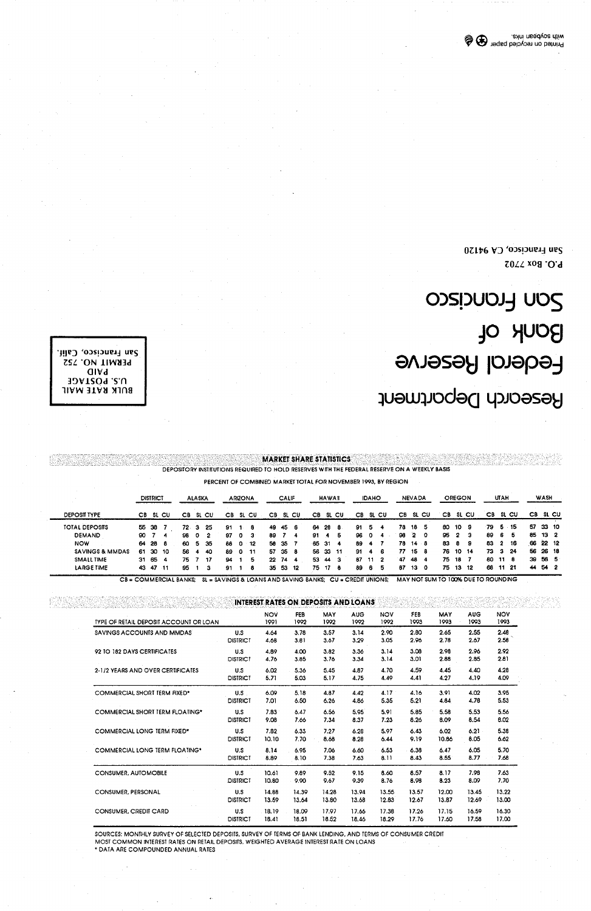Research Department

Federal Reserve

Bank of

San Francisco

P.O. Box 7702

San Francisco, CA 94120

Printed on recycled paper with soybean inks.

BULK RATE MAIL
U.S. POSTAGE
PAID
PERMIT NO. 752
San Francisco, Calif.

## MARKET SHARE STATISTICS

DEPOSITORY INSTITUTIONS REQUIRED TO HOLD RESERVES WITH THE FEDERAL RESERVE ON A WEEKLY BASIS

PERCENT OF COMBINED MARKET TOTAL FOR NOVEMBER 1993, BY REGION

| | DISTRICT | | | ALASKA | | | ARIZONA | | | CALIF | | | HAWAII | | | IDAHO | | | NEVADA | | | OREGON | | | UTAH | | | WASH | | |
|---|---|---|---|---|---|---|---|---|---|---|---|---|---|---|---|---|---|---|---|---|---|---|---|---|---|---|---|---|---|---|
| DEPOSIT TYPE | CB | SL | CU | CB | SL | CU | CB | SL | CU | CB | SL | CU | CB | SL | CU | CB | SL | CU | CB | SL | CU | CB | SL | CU | CB | SL | CU | CB | SL | CU |
| TOTAL DEPOSITS | 55 | 38 | 7 | 72 | 3 | 25 | 91 | 1 | 8 | 49 | 45 | 6 | 64 | 28 | 8 | 91 | 5 | 4 | 78 | 18 | 5 | 80 | 10 | 9 | 79 | 5 | 15 | 57 | 33 | 10 |
| DEMAND | 90 | 7 | 4 | 98 | 0 | 2 | 97 | 0 | 3 | 89 | 7 | 4 | 91 | 4 | 5 | 96 | 0 | 4 | 98 | 2 | 0 | 95 | 2 | 3 | 89 | 6 | 5 | 85 | 13 | 2 |
| NOW | 64 | 28 | 8 | 60 | 5 | 35 | 88 | 0 | 12 | 58 | 35 | 7 | 65 | 31 | 4 | 89 | 4 | 7 | 78 | 14 | 8 | 83 | 8 | 9 | 83 | 2 | 16 | 66 | 22 | 12 |
| SAVINGS & MMDAS | 61 | 30 | 10 | 56 | 4 | 40 | 89 | 0 | 11 | 57 | 35 | 8 | 56 | 33 | 11 | 91 | 4 | 6 | 77 | 15 | 8 | 76 | 10 | 14 | 73 | 3 | 24 | 56 | 26 | 18 |
| SMALL TIME | 31 | 65 | 4 | 75 | 7 | 17 | 94 | 1 | 5 | 22 | 74 | 4 | 53 | 44 | 3 | 87 | 11 | 2 | 47 | 48 | 4 | 75 | 18 | 7 | 80 | 11 | 8 | 39 | 56 | 5 |
| LARGE TIME | 43 | 47 | 11 | 95 | 1 | 3 | 91 | 1 | 8 | 35 | 53 | 12 | 75 | 17 | 8 | 89 | 6 | 5 | 87 | 13 | 0 | 75 | 13 | 12 | 68 | 11 | 21 | 44 | 54 | 2 |

CB = COMMERCIAL BANKS; SL = SAVINGS & LOANS AND SAVING BANKS; CU = CREDIT UNIONS; MAY NOT SUM TO 100% DUE TO ROUNDING

## INTEREST RATES ON DEPOSITS AND LOANS

| TYPE OF RETAIL DEPOSIT ACCOUNT OR LOAN | | NOV 1991 | FEB 1992 | MAY 1992 | AUG 1992 | NOV 1992 | FEB 1993 | MAY 1993 | AUG 1993 | NOV 1993 |
|---|---|---|---|---|---|---|---|---|---|---|
| SAVINGS ACCOUNTS AND MMDAS | U.S | 4.64 | 3.78 | 3.57 | 3.14 | 2.90 | 2.80 | 2.65 | 2.55 | 2.48 |
| | DISTRICT | 4.68 | 3.81 | 3.67 | 3.29 | 3.05 | 2.96 | 2.78 | 2.67 | 2.58 |
| 92 TO 182 DAYS CERTIFICATES | U.S | 4.89 | 4.00 | 3.82 | 3.36 | 3.14 | 3.08 | 2.98 | 2.96 | 2.92 |
| | DISTRICT | 4.76 | 3.85 | 3.76 | 3.34 | 3.14 | 3.01 | 2.88 | 2.85 | 2.81 |
| 2-1/2 YEARS AND OVER CERTIFICATES | U.S | 6.02 | 5.36 | 5.45 | 4.87 | 4.70 | 4.59 | 4.45 | 4.40 | 4.28 |
| | DISTRICT | 5.71 | 5.03 | 5.17 | 4.75 | 4.49 | 4.41 | 4.27 | 4.19 | 4.09 |
| COMMERCIAL SHORT TERM FIXED* | U.S | 6.09 | 5.18 | 4.87 | 4.42 | 4.17 | 4.16 | 3.91 | 4.02 | 3.95 |
| | DISTRICT | 7.01 | 6.50 | 6.26 | 4.86 | 5.35 | 5.21 | 4.84 | 4.78 | 5.53 |
| COMMERCIAL SHORT TERM FLOATING* | U.S | 7.83 | 6.47 | 6.56 | 5.95 | 5.91 | 5.85 | 5.58 | 5.53 | 5.56 |
| | DISTRICT | 9.08 | 7.66 | 7.34 | 8.37 | 7.23 | 8.26 | 8.09 | 8.54 | 8.02 |
| COMMERCIAL LONG TERM FIXED* | U.S | 7.82 | 6.33 | 7.27 | 6.28 | 5.97 | 6.43 | 6.02 | 6.21 | 5.38 |
| | DISTRICT | 10.10 | 7.70 | 8.68 | 8.28 | 6.44 | 9.19 | 10.86 | 8.05 | 6.62 |
| COMMERCIAL LONG TERM FLOATING* | U.S | 8.14 | 6.95 | 7.06 | 6.60 | 6.53 | 6.38 | 6.47 | 6.05 | 5.70 |
| | DISTRICT | 8.89 | 8.10 | 7.38 | 7.63 | 8.11 | 8.43 | 8.55 | 8.77 | 7.68 |
| CONSUMER, AUTOMOBILE | U.S | 10.61 | 9.89 | 9.52 | 9.15 | 8.60 | 8.57 | 8.17 | 7.98 | 7.63 |
| | DISTRICT | 10.80 | 9.90 | 9.67 | 9.39 | 8.76 | 8.98 | 8.23 | 8.09 | 7.70 |
| CONSUMER, PERSONAL | U.S | 14.88 | 14.39 | 14.28 | 13.94 | 13.55 | 13.57 | 12.00 | 13.45 | 13.22 |
| | DISTRICT | 13.59 | 13.64 | 13.80 | 13.68 | 12.83 | 12.67 | 13.87 | 12.69 | 13.00 |
| CONSUMER, CREDIT CARD | U.S | 18.19 | 18.09 | 17.97 | 17.66 | 17.38 | 17.26 | 17.15 | 16.59 | 16.30 |
| | DISTRICT | 18.41 | 18.51 | 18.52 | 18.46 | 18.29 | 17.76 | 17.60 | 17.58 | 17.00 |

SOURCES: MONTHLY SURVEY OF SELECTED DEPOSITS, SURVEY OF TERMS OF BANK LENDING, AND TERMS OF CONSUMER CREDIT
MOST COMMON INTEREST RATES ON RETAIL DEPOSITS, WEIGHTED AVERAGE INTEREST RATE ON LOANS
* DATA ARE COMPOUNDED ANNUAL RATES